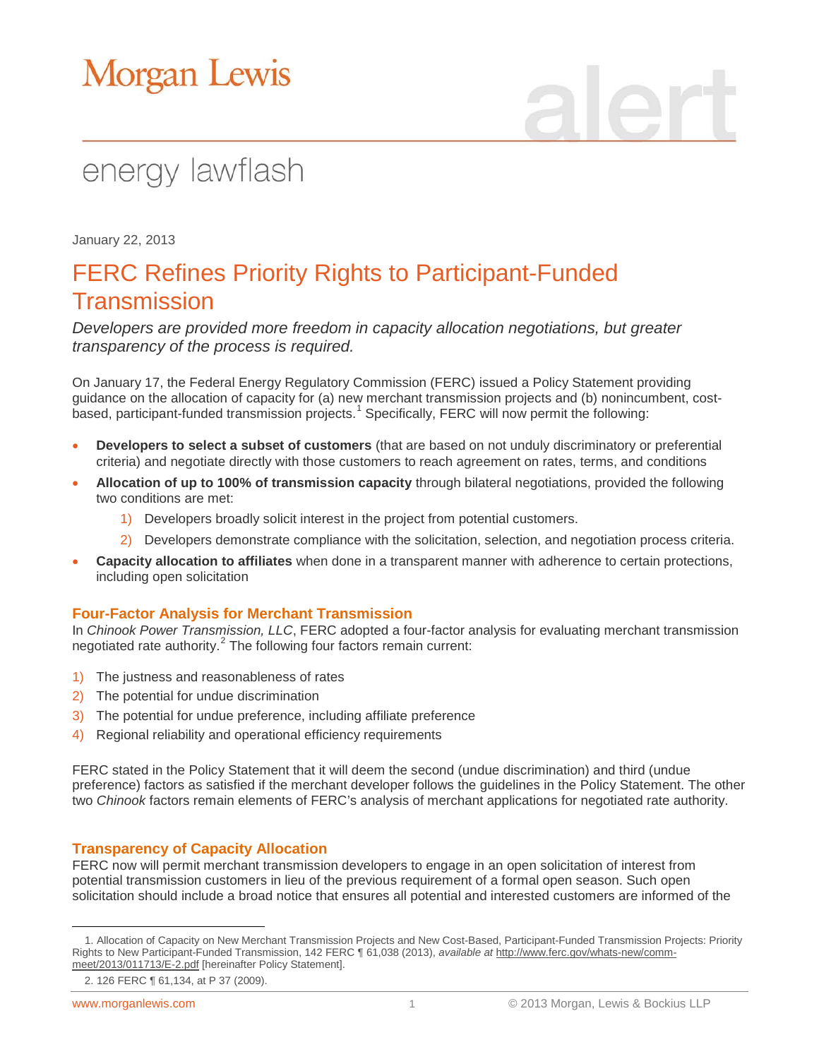# Morgan Lewis

alert

energy lawflash

January 22, 2013

## FERC Refines Priority Rights to Participant-Funded Transmission

*Developers are provided more freedom in capacity allocation negotiations, but greater transparency of the process is required.*

On January 17, the Federal Energy Regulatory Commission (FERC) issued a Policy Statement providing guidance on the allocation of capacity for (a) new merchant transmission projects and (b) nonincumbent, cost-based, participant-funded transmission projects.[1] Specifically, FERC will now permit the following:

- **Developers to select a subset of customers** (that are based on not unduly discriminatory or preferential criteria) and negotiate directly with those customers to reach agreement on rates, terms, and conditions
- **Allocation of up to 100% of transmission capacity** through bilateral negotiations, provided the following two conditions are met:
  1) Developers broadly solicit interest in the project from potential customers.
  2) Developers demonstrate compliance with the solicitation, selection, and negotiation process criteria.
- **Capacity allocation to affiliates** when done in a transparent manner with adherence to certain protections, including open solicitation

### Four-Factor Analysis for Merchant Transmission

In *Chinook Power Transmission, LLC*, FERC adopted a four-factor analysis for evaluating merchant transmission negotiated rate authority.[2] The following four factors remain current:

1) The justness and reasonableness of rates
2) The potential for undue discrimination
3) The potential for undue preference, including affiliate preference
4) Regional reliability and operational efficiency requirements

FERC stated in the Policy Statement that it will deem the second (undue discrimination) and third (undue preference) factors as satisfied if the merchant developer follows the guidelines in the Policy Statement. The other two *Chinook* factors remain elements of FERC's analysis of merchant applications for negotiated rate authority.

### Transparency of Capacity Allocation

FERC now will permit merchant transmission developers to engage in an open solicitation of interest from potential transmission customers in lieu of the previous requirement of a formal open season. Such open solicitation should include a broad notice that ensures all potential and interested customers are informed of the

---

1. Allocation of Capacity on New Merchant Transmission Projects and New Cost-Based, Participant-Funded Transmission Projects: Priority Rights to New Participant-Funded Transmission, 142 FERC ¶ 61,038 (2013), *available at* http://www.ferc.gov/whats-new/comm-meet/2013/011713/E-2.pdf [hereinafter Policy Statement].

2. 126 FERC ¶ 61,134, at P 37 (2009).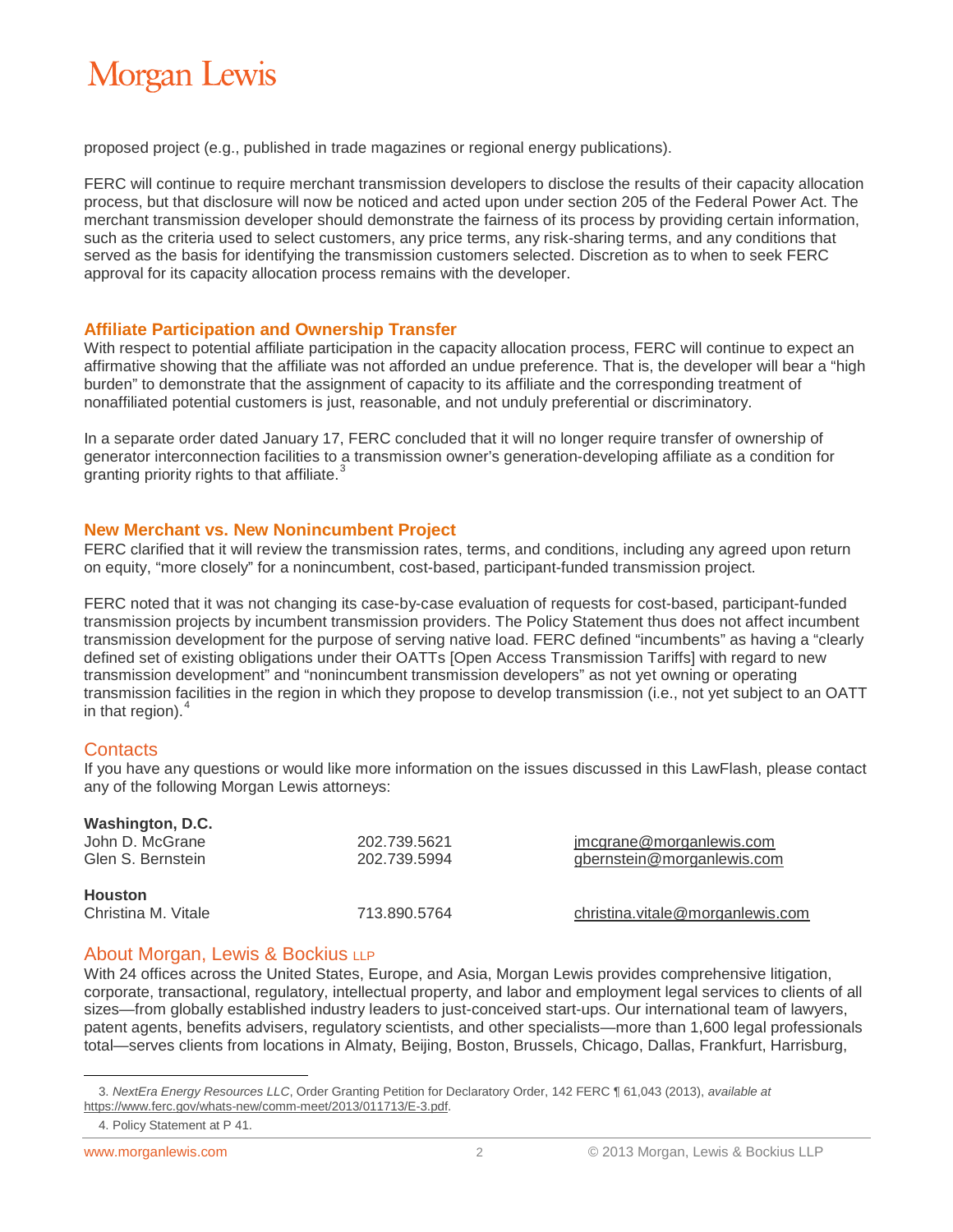proposed project (e.g., published in trade magazines or regional energy publications).

FERC will continue to require merchant transmission developers to disclose the results of their capacity allocation process, but that disclosure will now be noticed and acted upon under section 205 of the Federal Power Act. The merchant transmission developer should demonstrate the fairness of its process by providing certain information, such as the criteria used to select customers, any price terms, any risk-sharing terms, and any conditions that served as the basis for identifying the transmission customers selected. Discretion as to when to seek FERC approval for its capacity allocation process remains with the developer.

## Affiliate Participation and Ownership Transfer

With respect to potential affiliate participation in the capacity allocation process, FERC will continue to expect an affirmative showing that the affiliate was not afforded an undue preference. That is, the developer will bear a "high burden" to demonstrate that the assignment of capacity to its affiliate and the corresponding treatment of nonaffiliated potential customers is just, reasonable, and not unduly preferential or discriminatory.

In a separate order dated January 17, FERC concluded that it will no longer require transfer of ownership of generator interconnection facilities to a transmission owner's generation-developing affiliate as a condition for granting priority rights to that affiliate.[3]

## New Merchant vs. New Nonincumbent Project

FERC clarified that it will review the transmission rates, terms, and conditions, including any agreed upon return on equity, "more closely" for a nonincumbent, cost-based, participant-funded transmission project.

FERC noted that it was not changing its case-by-case evaluation of requests for cost-based, participant-funded transmission projects by incumbent transmission providers. The Policy Statement thus does not affect incumbent transmission development for the purpose of serving native load. FERC defined "incumbents" as having a "clearly defined set of existing obligations under their OATTs [Open Access Transmission Tariffs] with regard to new transmission development" and "nonincumbent transmission developers" as not yet owning or operating transmission facilities in the region in which they propose to develop transmission (i.e., not yet subject to an OATT in that region).[4]

## Contacts

If you have any questions or would like more information on the issues discussed in this LawFlash, please contact any of the following Morgan Lewis attorneys:

**Washington, D.C.**

| | | |
|---|---|---|
| John D. McGrane | 202.739.5621 | jmcgrane@morganlewis.com |
| Glen S. Bernstein | 202.739.5994 | gbernstein@morganlewis.com |

**Houston**

| | | |
|---|---|---|
| Christina M. Vitale | 713.890.5764 | christina.vitale@morganlewis.com |

## About Morgan, Lewis & Bockius LLP

With 24 offices across the United States, Europe, and Asia, Morgan Lewis provides comprehensive litigation, corporate, transactional, regulatory, intellectual property, and labor and employment legal services to clients of all sizes—from globally established industry leaders to just-conceived start-ups. Our international team of lawyers, patent agents, benefits advisers, regulatory scientists, and other specialists—more than 1,600 legal professionals total—serves clients from locations in Almaty, Beijing, Boston, Brussels, Chicago, Dallas, Frankfurt, Harrisburg,

---

3. *NextEra Energy Resources LLC*, Order Granting Petition for Declaratory Order, 142 FERC ¶ 61,043 (2013), *available at* https://www.ferc.gov/whats-new/comm-meet/2013/011713/E-3.pdf.

4. Policy Statement at P 41.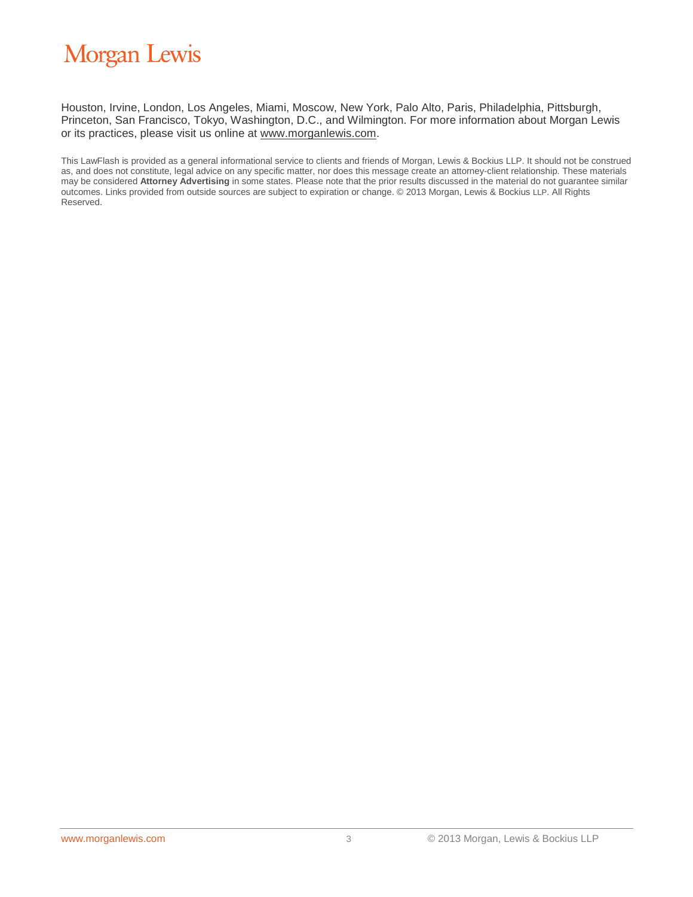# Morgan Lewis

Houston, Irvine, London, Los Angeles, Miami, Moscow, New York, Palo Alto, Paris, Philadelphia, Pittsburgh, Princeton, San Francisco, Tokyo, Washington, D.C., and Wilmington. For more information about Morgan Lewis or its practices, please visit us online at www.morganlewis.com.

This LawFlash is provided as a general informational service to clients and friends of Morgan, Lewis & Bockius LLP. It should not be construed as, and does not constitute, legal advice on any specific matter, nor does this message create an attorney-client relationship. These materials may be considered **Attorney Advertising** in some states. Please note that the prior results discussed in the material do not guarantee similar outcomes. Links provided from outside sources are subject to expiration or change. © 2013 Morgan, Lewis & Bockius LLP. All Rights Reserved.